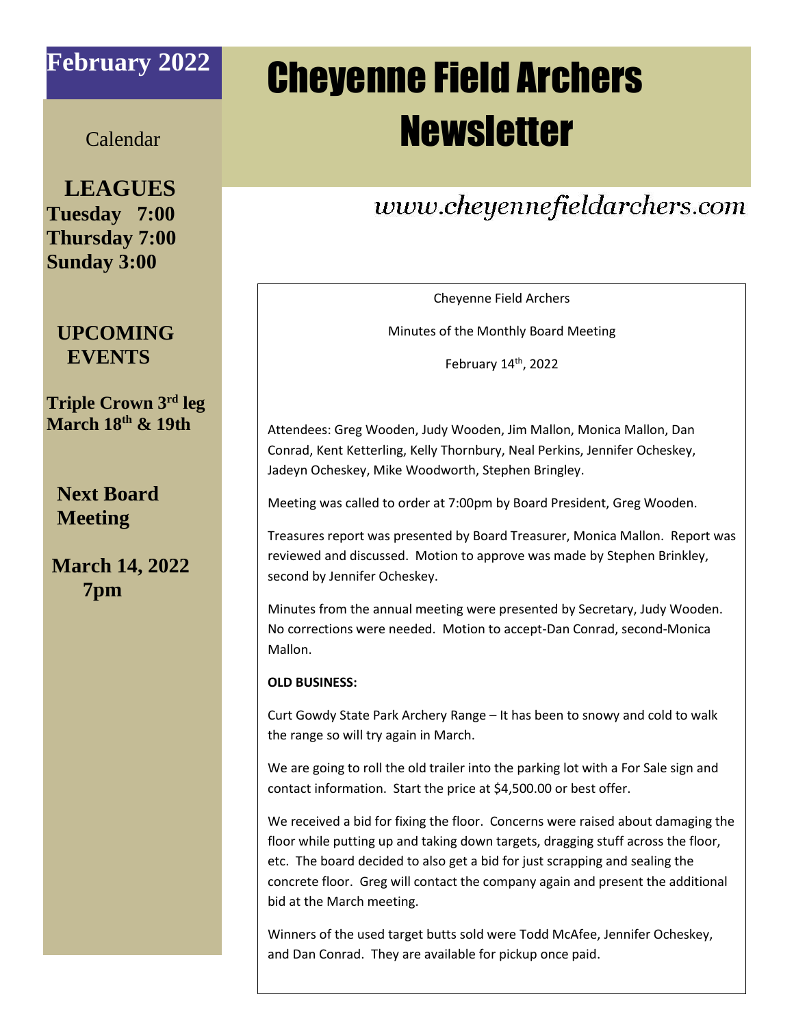# Cheyenne Field Archers Newsletter

**February 2022**

www.cheyennefieldarchers.com

Calendar

**LEAGUES**

**Tuesday 7:00**
**Thursday 7:00**
**Sunday 3:00**

**UPCOMING EVENTS**

**Triple Crown 3rd leg March 18th & 19th**

**Next Board Meeting**

**March 14, 2022 7pm**

Cheyenne Field Archers

Minutes of the Monthly Board Meeting

February 14th, 2022

Attendees: Greg Wooden, Judy Wooden, Jim Mallon, Monica Mallon, Dan Conrad, Kent Ketterling, Kelly Thornbury, Neal Perkins, Jennifer Ocheskey, Jadeyn Ocheskey, Mike Woodworth, Stephen Bringley.

Meeting was called to order at 7:00pm by Board President, Greg Wooden.

Treasures report was presented by Board Treasurer, Monica Mallon. Report was reviewed and discussed. Motion to approve was made by Stephen Brinkley, second by Jennifer Ocheskey.

Minutes from the annual meeting were presented by Secretary, Judy Wooden. No corrections were needed. Motion to accept-Dan Conrad, second-Monica Mallon.

**OLD BUSINESS:**

Curt Gowdy State Park Archery Range – It has been to snowy and cold to walk the range so will try again in March.

We are going to roll the old trailer into the parking lot with a For Sale sign and contact information. Start the price at $4,500.00 or best offer.

We received a bid for fixing the floor. Concerns were raised about damaging the floor while putting up and taking down targets, dragging stuff across the floor, etc. The board decided to also get a bid for just scrapping and sealing the concrete floor. Greg will contact the company again and present the additional bid at the March meeting.

Winners of the used target butts sold were Todd McAfee, Jennifer Ocheskey, and Dan Conrad. They are available for pickup once paid.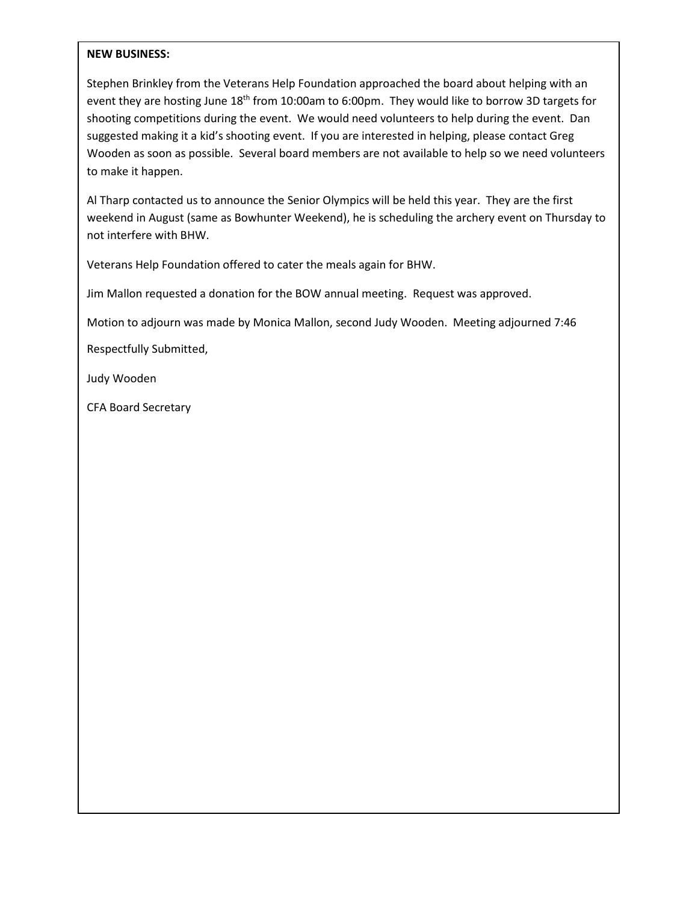**NEW BUSINESS:**

Stephen Brinkley from the Veterans Help Foundation approached the board about helping with an event they are hosting June 18th from 10:00am to 6:00pm. They would like to borrow 3D targets for shooting competitions during the event. We would need volunteers to help during the event. Dan suggested making it a kid's shooting event. If you are interested in helping, please contact Greg Wooden as soon as possible. Several board members are not available to help so we need volunteers to make it happen.

Al Tharp contacted us to announce the Senior Olympics will be held this year. They are the first weekend in August (same as Bowhunter Weekend), he is scheduling the archery event on Thursday to not interfere with BHW.

Veterans Help Foundation offered to cater the meals again for BHW.

Jim Mallon requested a donation for the BOW annual meeting. Request was approved.

Motion to adjourn was made by Monica Mallon, second Judy Wooden. Meeting adjourned 7:46

Respectfully Submitted,

Judy Wooden

CFA Board Secretary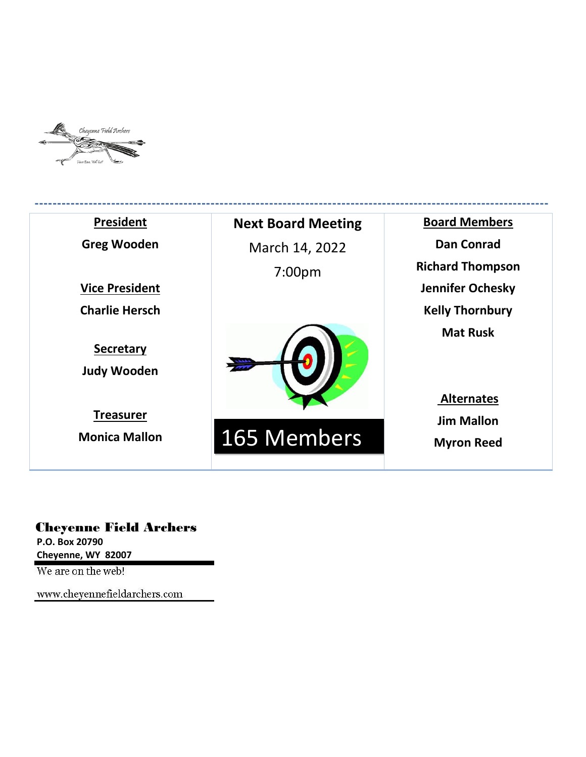---

| | | |
|---|---|---|
| **President** | **Next Board Meeting** | **Board Members** |
| **Greg Wooden** | March 14, 2022 | **Dan Conrad** |
| | 7:00pm | **Richard Thompson** |
| **Vice President** | | **Jennifer Ochesky** |
| **Charlie Hersch** | | **Kelly Thornbury** |
| | | **Mat Rusk** |
| **Secretary** | | |
| **Judy Wooden** | | |
| | | **Alternates** |
| **Treasurer** | 165 Members | **Jim Mallon** |
| **Monica Mallon** | | **Myron Reed** |

**Cheyenne Field Archers**
**P.O. Box 20790**
**Cheyenne, WY 82007**

We are on the web!

www.cheyennefieldarchers.com